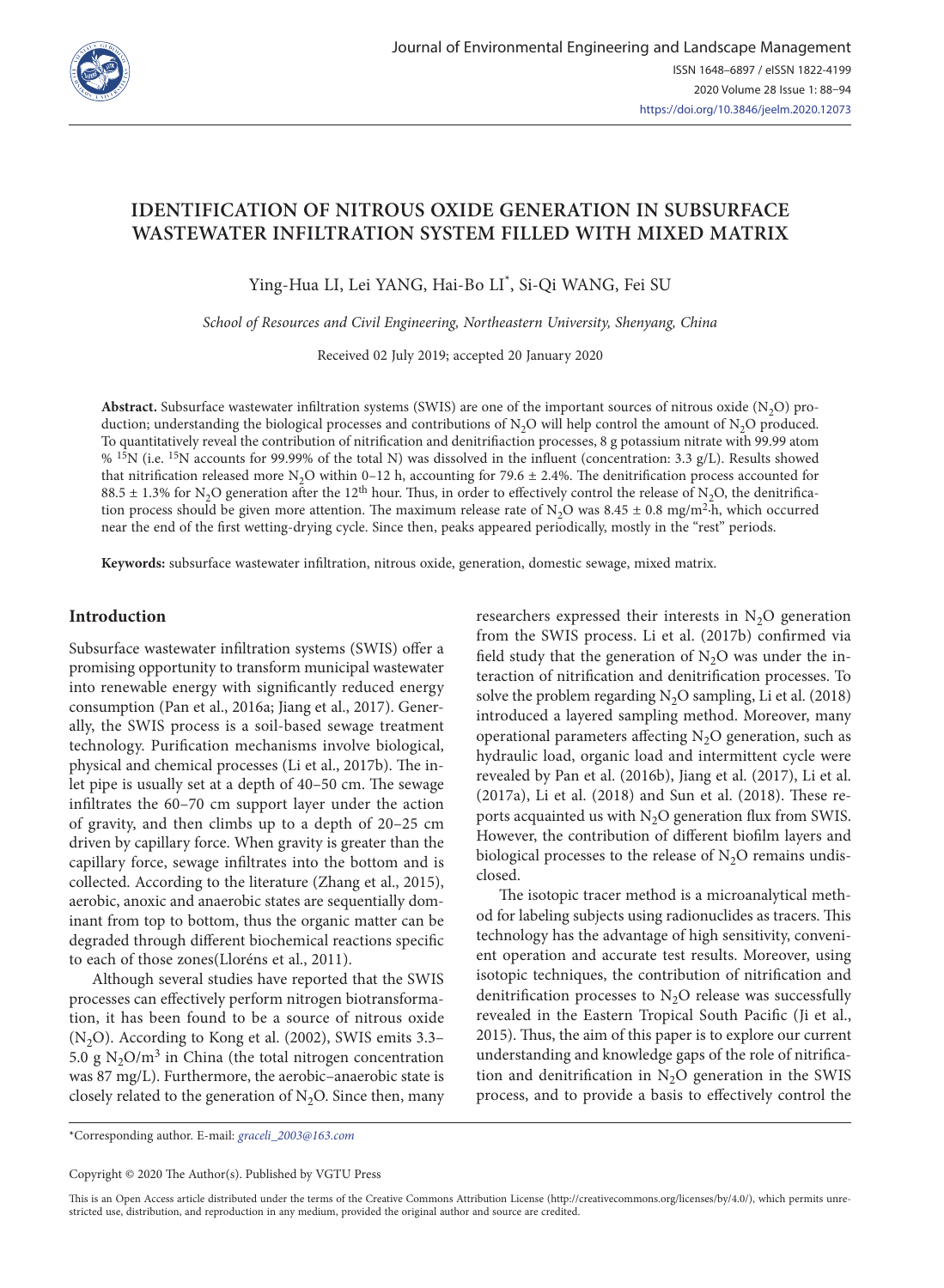# IDENTIFICATION OF NITROUS OXIDE GENERATION IN SUBSURFACE WASTEWATER INFILTRATION SYSTEM FILLED WITH MIXED MATRIX

Ying-Hua LI, Lei YANG, Hai-Bo LI*, Si-Qi WANG, Fei SU

*School of Resources and Civil Engineering, Northeastern University, Shenyang, China*

Received 02 July 2019; accepted 20 January 2020

**Abstract.** Subsurface wastewater infiltration systems (SWIS) are one of the important sources of nitrous oxide ($N_2O$) production; understanding the biological processes and contributions of $N_2O$ will help control the amount of $N_2O$ produced. To quantitatively reveal the contribution of nitrification and denitrifiaction processes, 8 g potassium nitrate with 99.99 atom % $^{15}N$ (i.e. $^{15}N$ accounts for 99.99% of the total N) was dissolved in the influent (concentration: 3.3 g/L). Results showed that nitrification released more $N_2O$ within 0–12 h, accounting for 79.6 ± 2.4%. The denitrification process accounted for 88.5 ± 1.3% for $N_2O$ generation after the 12th hour. Thus, in order to effectively control the release of $N_2O$, the denitrification process should be given more attention. The maximum release rate of $N_2O$ was 8.45 ± 0.8 mg/m²·h, which occurred near the end of the first wetting-drying cycle. Since then, peaks appeared periodically, mostly in the "rest" periods.

**Keywords:** subsurface wastewater infiltration, nitrous oxide, generation, domestic sewage, mixed matrix.

## Introduction

Subsurface wastewater infiltration systems (SWIS) offer a promising opportunity to transform municipal wastewater into renewable energy with significantly reduced energy consumption (Pan et al., 2016a; Jiang et al., 2017). Generally, the SWIS process is a soil-based sewage treatment technology. Purification mechanisms involve biological, physical and chemical processes (Li et al., 2017b). The inlet pipe is usually set at a depth of 40–50 cm. The sewage infiltrates the 60–70 cm support layer under the action of gravity, and then climbs up to a depth of 20–25 cm driven by capillary force. When gravity is greater than the capillary force, sewage infiltrates into the bottom and is collected. According to the literature (Zhang et al., 2015), aerobic, anoxic and anaerobic states are sequentially dominant from top to bottom, thus the organic matter can be degraded through different biochemical reactions specific to each of those zones(Lloréns et al., 2011).

Although several studies have reported that the SWIS processes can effectively perform nitrogen biotransformation, it has been found to be a source of nitrous oxide ($N_2O$). According to Kong et al. (2002), SWIS emits 3.3–5.0 g $N_2O/m^3$ in China (the total nitrogen concentration was 87 mg/L). Furthermore, the aerobic–anaerobic state is closely related to the generation of $N_2O$. Since then, many researchers expressed their interests in $N_2O$ generation from the SWIS process. Li et al. (2017b) confirmed via field study that the generation of $N_2O$ was under the interaction of nitrification and denitrification processes. To solve the problem regarding $N_2O$ sampling, Li et al. (2018) introduced a layered sampling method. Moreover, many operational parameters affecting $N_2O$ generation, such as hydraulic load, organic load and intermittent cycle were revealed by Pan et al. (2016b), Jiang et al. (2017), Li et al. (2017a), Li et al. (2018) and Sun et al. (2018). These reports acquainted us with $N_2O$ generation flux from SWIS. However, the contribution of different biofilm layers and biological processes to the release of $N_2O$ remains undisclosed.

The isotopic tracer method is a microanalytical method for labeling subjects using radionuclides as tracers. This technology has the advantage of high sensitivity, convenient operation and accurate test results. Moreover, using isotopic techniques, the contribution of nitrification and denitrification processes to $N_2O$ release was successfully revealed in the Eastern Tropical South Pacific (Ji et al., 2015). Thus, the aim of this paper is to explore our current understanding and knowledge gaps of the role of nitrification and denitrification in $N_2O$ generation in the SWIS process, and to provide a basis to effectively control the

*Corresponding author. E-mail: *graceli_2003@163.com*

Copyright © 2020 The Author(s). Published by VGTU Press

This is an Open Access article distributed under the terms of the Creative Commons Attribution License (http://creativecommons.org/licenses/by/4.0/), which permits unrestricted use, distribution, and reproduction in any medium, provided the original author and source are credited.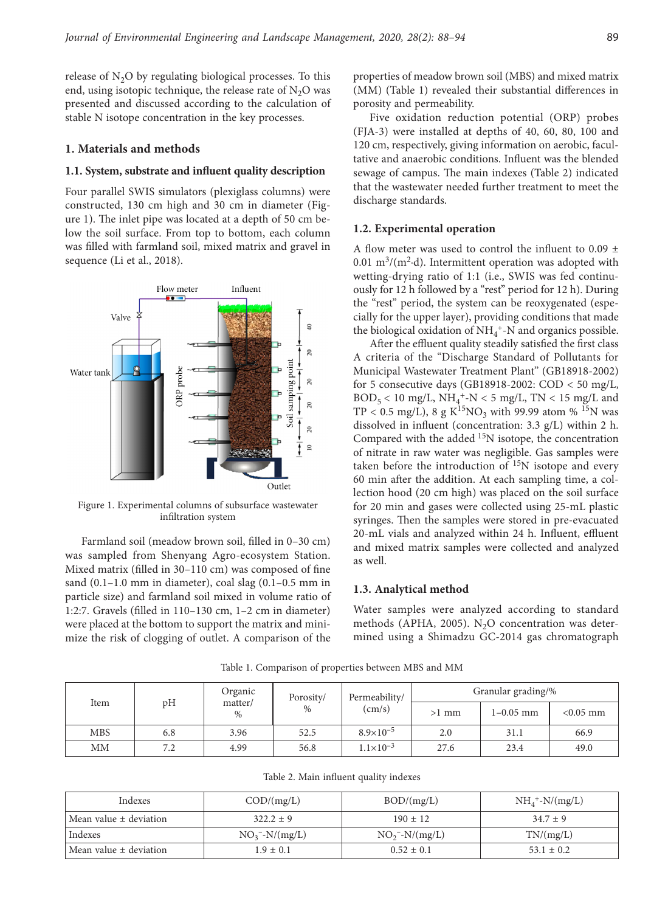release of $N_2O$ by regulating biological processes. To this end, using isotopic technique, the release rate of $N_2O$ was presented and discussed according to the calculation of stable N isotope concentration in the key processes.

## 1. Materials and methods

### 1.1. System, substrate and influent quality description

Four parallel SWIS simulators (plexiglass columns) were constructed, 130 cm high and 30 cm in diameter (Figure 1). The inlet pipe was located at a depth of 50 cm below the soil surface. From top to bottom, each column was filled with farmland soil, mixed matrix and gravel in sequence (Li et al., 2018).

Figure 1. Experimental columns of subsurface wastewater infiltration system

Farmland soil (meadow brown soil, filled in 0–30 cm) was sampled from Shenyang Agro-ecosystem Station. Mixed matrix (filled in 30–110 cm) was composed of fine sand (0.1–1.0 mm in diameter), coal slag (0.1–0.5 mm in particle size) and farmland soil mixed in volume ratio of 1:2:7. Gravels (filled in 110–130 cm, 1–2 cm in diameter) were placed at the bottom to support the matrix and minimize the risk of clogging of outlet. A comparison of the properties of meadow brown soil (MBS) and mixed matrix (MM) (Table 1) revealed their substantial differences in porosity and permeability.

Five oxidation reduction potential (ORP) probes (FJA-3) were installed at depths of 40, 60, 80, 100 and 120 cm, respectively, giving information on aerobic, facultative and anaerobic conditions. Influent was the blended sewage of campus. The main indexes (Table 2) indicated that the wastewater needed further treatment to meet the discharge standards.

### 1.2. Experimental operation

A flow meter was used to control the influent to 0.09 ± 0.01 $m^3/(m^2 \cdot d)$. Intermittent operation was adopted with wetting-drying ratio of 1:1 (i.e., SWIS was fed continuously for 12 h followed by a "rest" period for 12 h). During the "rest" period, the system can be reoxygenated (especially for the upper layer), providing conditions that made the biological oxidation of $NH_4^+$-N and organics possible.

After the effluent quality steadily satisfied the first class A criteria of the "Discharge Standard of Pollutants for Municipal Wastewater Treatment Plant" (GB18918-2002) for 5 consecutive days (GB18918-2002: COD < 50 mg/L, $BOD_5$ < 10 mg/L, $NH_4^+$-N < 5 mg/L, TN < 15 mg/L and TP < 0.5 mg/L), 8 g $K^{15}NO_3$ with 99.99 atom % $^{15}N$ was dissolved in influent (concentration: 3.3 g/L) within 2 h. Compared with the added $^{15}N$ isotope, the concentration of nitrate in raw water was negligible. Gas samples were taken before the introduction of $^{15}N$ isotope and every 60 min after the addition. At each sampling time, a collection hood (20 cm high) was placed on the soil surface for 20 min and gases were collected using 25-mL plastic syringes. Then the samples were stored in pre-evacuated 20-mL vials and analyzed within 24 h. Influent, effluent and mixed matrix samples were collected and analyzed as well.

### 1.3. Analytical method

Water samples were analyzed according to standard methods (APHA, 2005). $N_2O$ concentration was determined using a Shimadzu GC-2014 gas chromatograph

Table 1. Comparison of properties between MBS and MM

| Item | pH | Organic matter/% | Porosity/% | Permeability/(cm/s) | Granular grading/% | | |
|---|---|---|---|---|---|---|---|
| | | | | | >1 mm | 1–0.05 mm | <0.05 mm |
| MBS | 6.8 | 3.96 | 52.5 | $8.9 \times 10^{-5}$ | 2.0 | 31.1 | 66.9 |
| MM | 7.2 | 4.99 | 56.8 | $1.1 \times 10^{-3}$ | 27.6 | 23.4 | 49.0 |

Table 2. Main influent quality indexes

| Indexes | COD/(mg/L) | BOD/(mg/L) | $NH_4^+$-N/(mg/L) |
|---|---|---|---|
| Mean value ± deviation | 322.2 ± 9 | 190 ± 12 | 34.7 ± 9 |
| Indexes | $NO_3^-$-N/(mg/L) | $NO_2^-$-N/(mg/L) | TN/(mg/L) |
| Mean value ± deviation | 1.9 ± 0.1 | 0.52 ± 0.1 | 53.1 ± 0.2 |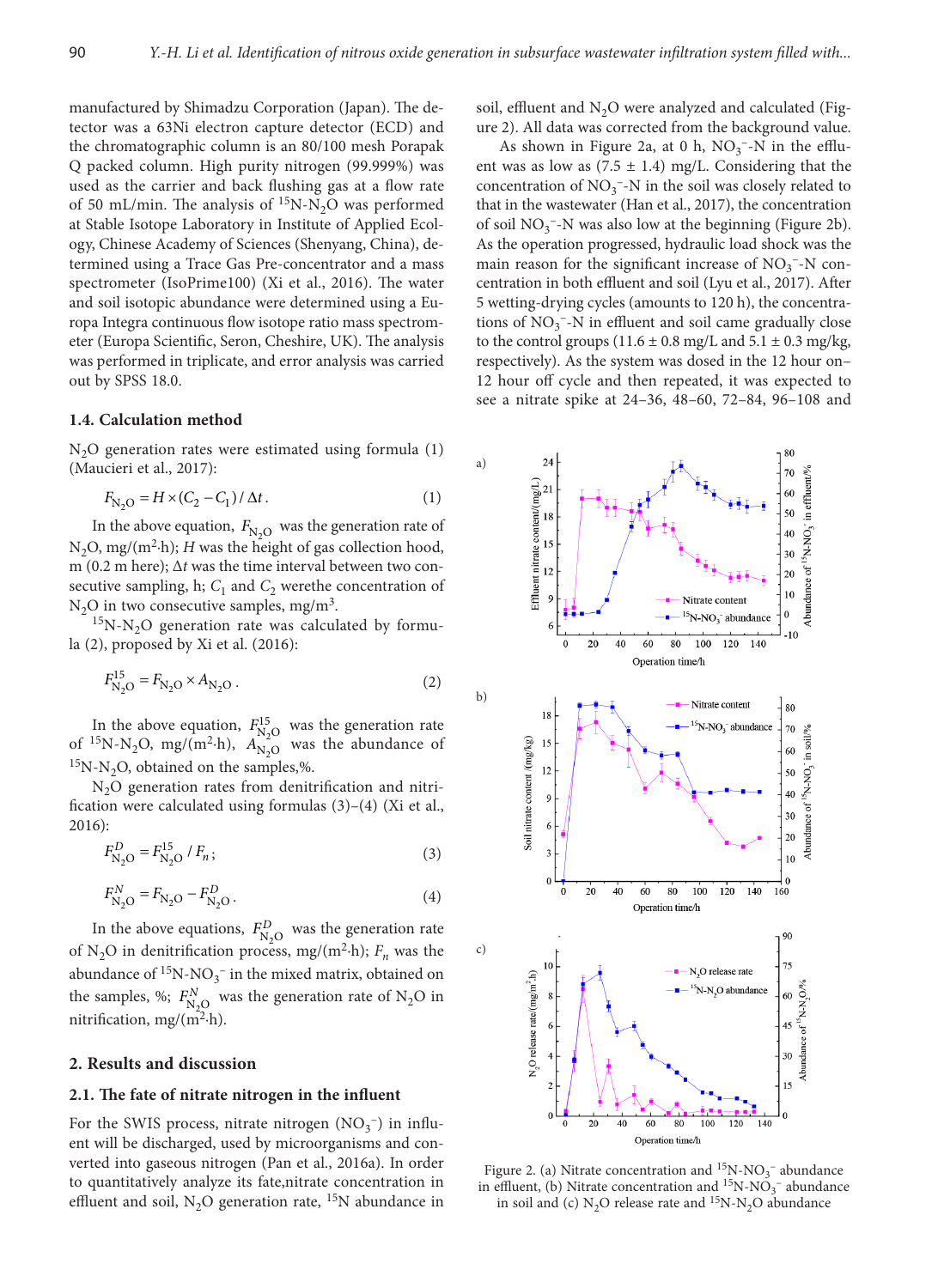manufactured by Shimadzu Corporation (Japan). The detector was a 63Ni electron capture detector (ECD) and the chromatographic column is an 80/100 mesh Porapak Q packed column. High purity nitrogen (99.999%) was used as the carrier and back flushing gas at a flow rate of 50 mL/min. The analysis of $^{15}N$-$N_2O$ was performed at Stable Isotope Laboratory in Institute of Applied Ecology, Chinese Academy of Sciences (Shenyang, China), determined using a Trace Gas Pre-concentrator and a mass spectrometer (IsoPrime100) (Xi et al., 2016). The water and soil isotopic abundance were determined using a Europa Integra continuous flow isotope ratio mass spectrometer (Europa Scientific, Seron, Cheshire, UK). The analysis was performed in triplicate, and error analysis was carried out by SPSS 18.0.

### 1.4. Calculation method

$N_2O$ generation rates were estimated using formula (1) (Maucieri et al., 2017):

$$F_{N_2O} = H \times (C_2 - C_1) / \Delta t. \tag{1}$$

In the above equation, $F_{N_2O}$ was the generation rate of $N_2O$, mg/(m$^2$·h); $H$ was the height of gas collection hood, m (0.2 m here); $\Delta t$ was the time interval between two consecutive sampling, h; $C_1$ and $C_2$ werethe concentration of $N_2O$ in two consecutive samples, mg/m$^3$.

$^{15}N$-$N_2O$ generation rate was calculated by formula (2), proposed by Xi et al. (2016):

$$F_{N_2O}^{15} = F_{N_2O} \times A_{N_2O}. \tag{2}$$

In the above equation, $F_{N_2O}^{15}$ was the generation rate of $^{15}N$-$N_2O$, mg/(m$^2$·h), $A_{N_2O}$ was the abundance of $^{15}N$-$N_2O$, obtained on the samples,%.

$N_2O$ generation rates from denitrification and nitrification were calculated using formulas (3)–(4) (Xi et al., 2016):

$$F_{N_2O}^{D} = F_{N_2O}^{15} / F_n; \tag{3}$$

$$F_{N_2O}^{N} = F_{N_2O} - F_{N_2O}^{D}. \tag{4}$$

In the above equations, $F_{N_2O}^{D}$ was the generation rate of $N_2O$ in denitrification process, mg/(m$^2$·h); $F_n$ was the abundance of $^{15}N$-$NO_3^-$ in the mixed matrix, obtained on the samples, %; $F_{N_2O}^{N}$ was the generation rate of $N_2O$ in nitrification, mg/(m$^2$·h).

## 2. Results and discussion

### 2.1. The fate of nitrate nitrogen in the influent

For the SWIS process, nitrate nitrogen ($NO_3^-$) in influent will be discharged, used by microorganisms and converted into gaseous nitrogen (Pan et al., 2016a). In order to quantitatively analyze its fate,nitrate concentration in effluent and soil, $N_2O$ generation rate, $^{15}N$ abundance in soil, effluent and $N_2O$ were analyzed and calculated (Figure 2). All data was corrected from the background value.

As shown in Figure 2a, at 0 h, $NO_3^-$-N in the effluent was as low as (7.5 ± 1.4) mg/L. Considering that the concentration of $NO_3^-$-N in the soil was closely related to that in the wastewater (Han et al., 2017), the concentration of soil $NO_3^-$-N was also low at the beginning (Figure 2b). As the operation progressed, hydraulic load shock was the main reason for the significant increase of $NO_3^-$-N concentration in both effluent and soil (Lyu et al., 2017). After 5 wetting-drying cycles (amounts to 120 h), the concentrations of $NO_3^-$-N in effluent and soil came gradually close to the control groups (11.6 ± 0.8 mg/L and 5.1 ± 0.3 mg/kg, respectively). As the system was dosed in the 12 hour on–12 hour off cycle and then repeated, it was expected to see a nitrate spike at 24–36, 48–60, 72–84, 96–108 and

Figure 2. (a) Nitrate concentration and $^{15}N$-$NO_3^-$ abundance in effluent, (b) Nitrate concentration and $^{15}N$-$NO_3^-$ abundance in soil and (c) $N_2O$ release rate and $^{15}N$-$N_2O$ abundance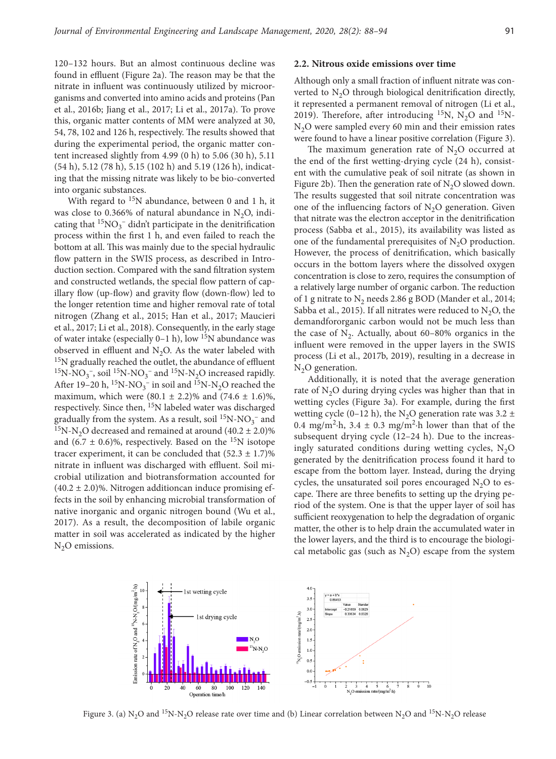120–132 hours. But an almost continuous decline was found in effluent (Figure 2a). The reason may be that the nitrate in influent was continuously utilized by microorganisms and converted into amino acids and proteins (Pan et al., 2016b; Jiang et al., 2017; Li et al., 2017a). To prove this, organic matter contents of MM were analyzed at 30, 54, 78, 102 and 126 h, respectively. The results showed that during the experimental period, the organic matter content increased slightly from 4.99 (0 h) to 5.06 (30 h), 5.11 (54 h), 5.12 (78 h), 5.15 (102 h) and 5.19 (126 h), indicating that the missing nitrate was likely to be bio-converted into organic substances.

With regard to $^{15}N$ abundance, between 0 and 1 h, it was close to 0.366% of natural abundance in $N_2O$, indicating that $^{15}NO_3^-$ didn't participate in the denitrification process within the first 1 h, and even failed to reach the bottom at all. This was mainly due to the special hydraulic flow pattern in the SWIS process, as described in Introduction section. Compared with the sand filtration system and constructed wetlands, the special flow pattern of capillary flow (up-flow) and gravity flow (down-flow) led to the longer retention time and higher removal rate of total nitrogen (Zhang et al., 2015; Han et al., 2017; Maucieri et al., 2017; Li et al., 2018). Consequently, in the early stage of water intake (especially 0–1 h), low $^{15}N$ abundance was observed in effluent and $N_2O$. As the water labeled with $^{15}N$ gradually reached the outlet, the abundance of effluent $^{15}N$-$NO_3^-$, soil $^{15}N$-$NO_3^-$ and $^{15}N$-$N_2O$ increased rapidly. After 19–20 h, $^{15}N$-$NO_3^-$ in soil and $^{15}N$-$N_2O$ reached the maximum, which were $(80.1 \pm 2.2)\%$ and $(74.6 \pm 1.6)\%$, respectively. Since then, $^{15}N$ labeled water was discharged gradually from the system. As a result, soil $^{15}N$-$NO_3^-$ and $^{15}N$-$N_2O$ decreased and remained at around $(40.2 \pm 2.0)\%$ and $(6.7 \pm 0.6)\%$, respectively. Based on the $^{15}N$ isotope tracer experiment, it can be concluded that $(52.3 \pm 1.7)\%$ nitrate in influent was discharged with effluent. Soil microbial utilization and biotransformation accounted for $(40.2 \pm 2.0)\%$. Nitrogen additioncan induce promising effects in the soil by enhancing microbial transformation of native inorganic and organic nitrogen bound (Wu et al., 2017). As a result, the decomposition of labile organic matter in soil was accelerated as indicated by the higher $N_2O$ emissions.

## 2.2. Nitrous oxide emissions over time

Although only a small fraction of influent nitrate was converted to $N_2O$ through biological denitrification directly, it represented a permanent removal of nitrogen (Li et al., 2019). Therefore, after introducing $^{15}N$, $N_2O$ and $^{15}N$-$N_2O$ were sampled every 60 min and their emission rates were found to have a linear positive correlation (Figure 3).

The maximum generation rate of $N_2O$ occurred at the end of the first wetting-drying cycle (24 h), consistent with the cumulative peak of soil nitrate (as shown in Figure 2b). Then the generation rate of $N_2O$ slowed down. The results suggested that soil nitrate concentration was one of the influencing factors of $N_2O$ generation. Given that nitrate was the electron acceptor in the denitrification process (Sabba et al., 2015), its availability was listed as one of the fundamental prerequisites of $N_2O$ production. However, the process of denitrification, which basically occurs in the bottom layers where the dissolved oxygen concentration is close to zero, requires the consumption of a relatively large number of organic carbon. The reduction of 1 g nitrate to $N_2$ needs 2.86 g BOD (Mander et al., 2014; Sabba et al., 2015). If all nitrates were reduced to $N_2O$, the demandfororganic carbon would not be much less than the case of $N_2$. Actually, about 60–80% organics in the influent were removed in the upper layers in the SWIS process (Li et al., 2017b, 2019), resulting in a decrease in $N_2O$ generation.

Additionally, it is noted that the average generation rate of $N_2O$ during drying cycles was higher than that in wetting cycles (Figure 3a). For example, during the first wetting cycle (0–12 h), the $N_2O$ generation rate was $3.2 \pm 0.4$ mg/m²·h, $3.4 \pm 0.3$ mg/m²·h lower than that of the subsequent drying cycle (12–24 h). Due to the increasingly saturated conditions during wetting cycles, $N_2O$ generated by the denitrification process found it hard to escape from the bottom layer. Instead, during the drying cycles, the unsaturated soil pores encouraged $N_2O$ to escape. There are three benefits to setting up the drying period of the system. One is that the upper layer of soil has sufficient reoxygenation to help the degradation of organic matter, the other is to help drain the accumulated water in the lower layers, and the third is to encourage the biological metabolic gas (such as $N_2O$) escape from the system

Figure 3. (a) $N_2O$ and $^{15}N$-$N_2O$ release rate over time and (b) Linear correlation between $N_2O$ and $^{15}N$-$N_2O$ release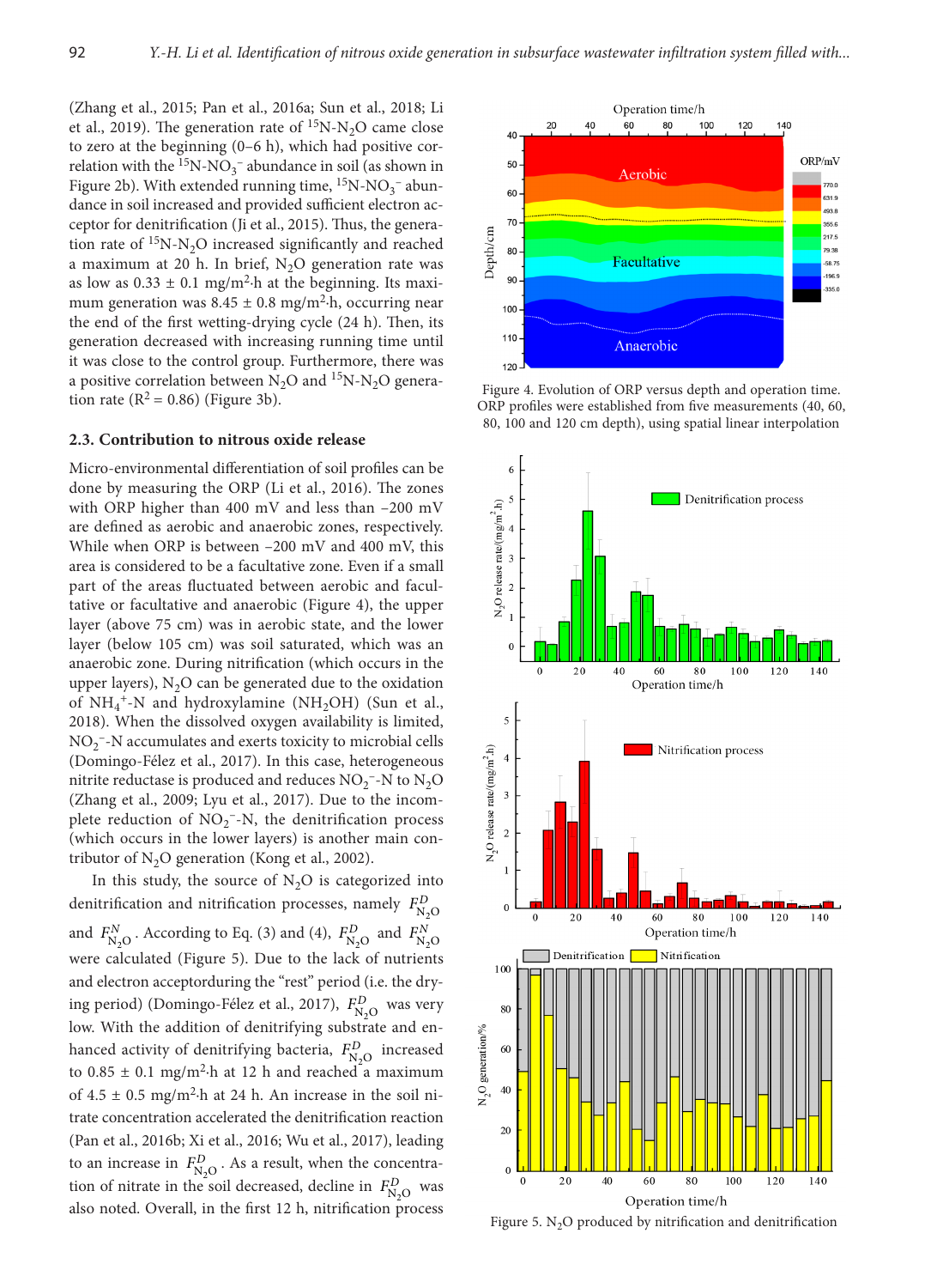(Zhang et al., 2015; Pan et al., 2016a; Sun et al., 2018; Li et al., 2019). The generation rate of $^{15}N$-$N_2O$ came close to zero at the beginning (0–6 h), which had positive correlation with the $^{15}N$-$NO_3^-$ abundance in soil (as shown in Figure 2b). With extended running time, $^{15}N$-$NO_3^-$ abundance in soil increased and provided sufficient electron acceptor for denitrification (Ji et al., 2015). Thus, the generation rate of $^{15}N$-$N_2O$ increased significantly and reached a maximum at 20 h. In brief, $N_2O$ generation rate was as low as 0.33 ± 0.1 mg/m$^2$·h at the beginning. Its maximum generation was 8.45 ± 0.8 mg/m$^2$·h, occurring near the end of the first wetting-drying cycle (24 h). Then, its generation decreased with increasing running time until it was close to the control group. Furthermore, there was a positive correlation between $N_2O$ and $^{15}N$-$N_2O$ generation rate ($R^2$ = 0.86) (Figure 3b).

### 2.3. Contribution to nitrous oxide release

Micro-environmental differentiation of soil profiles can be done by measuring the ORP (Li et al., 2016). The zones with ORP higher than 400 mV and less than –200 mV are defined as aerobic and anaerobic zones, respectively. While when ORP is between –200 mV and 400 mV, this area is considered to be a facultative zone. Even if a small part of the areas fluctuated between aerobic and facultative or facultative and anaerobic (Figure 4), the upper layer (above 75 cm) was in aerobic state, and the lower layer (below 105 cm) was soil saturated, which was an anaerobic zone. During nitrification (which occurs in the upper layers), $N_2O$ can be generated due to the oxidation of $NH_4^+$-N and hydroxylamine ($NH_2OH$) (Sun et al., 2018). When the dissolved oxygen availability is limited, $NO_2^-$-N accumulates and exerts toxicity to microbial cells (Domingo-Félez et al., 2017). In this case, heterogeneous nitrite reductase is produced and reduces $NO_2^-$-N to $N_2O$ (Zhang et al., 2009; Lyu et al., 2017). Due to the incomplete reduction of $NO_2^-$-N, the denitrification process (which occurs in the lower layers) is another main contributor of $N_2O$ generation (Kong et al., 2002).

In this study, the source of $N_2O$ is categorized into denitrification and nitrification processes, namely $F^{D}_{N_2O}$ and $F^{N}_{N_2O}$. According to Eq. (3) and (4), $F^{D}_{N_2O}$ and $F^{N}_{N_2O}$ were calculated (Figure 5). Due to the lack of nutrients and electron acceptorduring the "rest" period (i.e. the drying period) (Domingo-Félez et al., 2017), $F^{D}_{N_2O}$ was very low. With the addition of denitrifying substrate and enhanced activity of denitrifying bacteria, $F^{D}_{N_2O}$ increased to 0.85 ± 0.1 mg/m$^2$·h at 12 h and reached a maximum of 4.5 ± 0.5 mg/m$^2$·h at 24 h. An increase in the soil nitrate concentration accelerated the denitrification reaction (Pan et al., 2016b; Xi et al., 2016; Wu et al., 2017), leading to an increase in $F^{D}_{N_2O}$. As a result, when the concentration of nitrate in the soil decreased, decline in $F^{D}_{N_2O}$ was also noted. Overall, in the first 12 h, nitrification process

Figure 4. Evolution of ORP versus depth and operation time. ORP profiles were established from five measurements (40, 60, 80, 100 and 120 cm depth), using spatial linear interpolation

Figure 5. $N_2O$ produced by nitrification and denitrification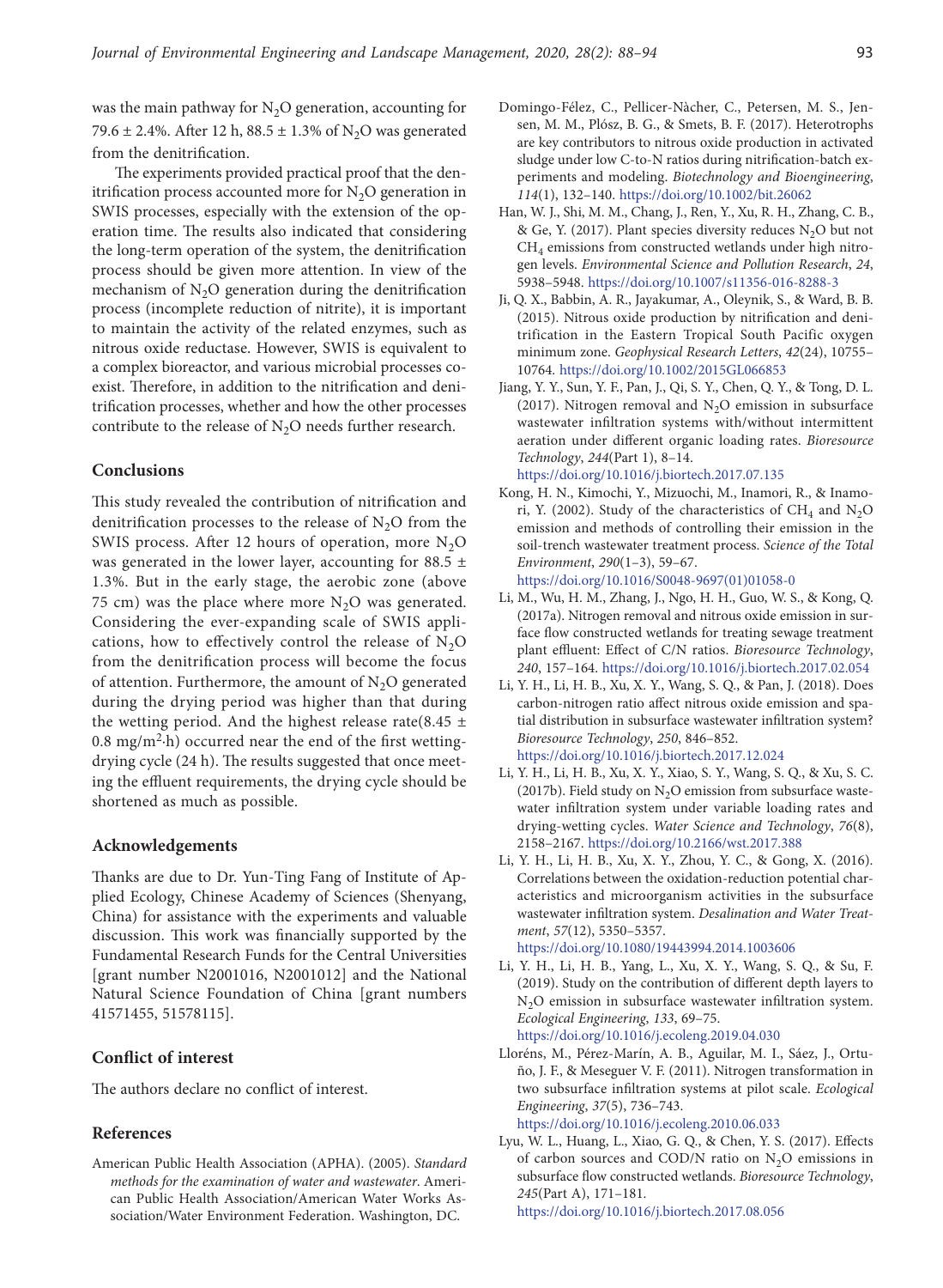was the main pathway for $N_2O$ generation, accounting for 79.6 ± 2.4%. After 12 h, 88.5 ± 1.3% of $N_2O$ was generated from the denitrification.

The experiments provided practical proof that the denitrification process accounted more for $N_2O$ generation in SWIS processes, especially with the extension of the operation time. The results also indicated that considering the long-term operation of the system, the denitrification process should be given more attention. In view of the mechanism of $N_2O$ generation during the denitrification process (incomplete reduction of nitrite), it is important to maintain the activity of the related enzymes, such as nitrous oxide reductase. However, SWIS is equivalent to a complex bioreactor, and various microbial processes coexist. Therefore, in addition to the nitrification and denitrification processes, whether and how the other processes contribute to the release of $N_2O$ needs further research.

## Conclusions

This study revealed the contribution of nitrification and denitrification processes to the release of $N_2O$ from the SWIS process. After 12 hours of operation, more $N_2O$ was generated in the lower layer, accounting for 88.5 ± 1.3%. But in the early stage, the aerobic zone (above 75 cm) was the place where more $N_2O$ was generated. Considering the ever-expanding scale of SWIS applications, how to effectively control the release of $N_2O$ from the denitrification process will become the focus of attention. Furthermore, the amount of $N_2O$ generated during the drying period was higher than that during the wetting period. And the highest release rate(8.45 ± 0.8 $mg/m^2 \cdot h$) occurred near the end of the first wetting-drying cycle (24 h). The results suggested that once meeting the effluent requirements, the drying cycle should be shortened as much as possible.

## Acknowledgements

Thanks are due to Dr. Yun-Ting Fang of Institute of Applied Ecology, Chinese Academy of Sciences (Shenyang, China) for assistance with the experiments and valuable discussion. This work was financially supported by the Fundamental Research Funds for the Central Universities [grant number N2001016, N2001012] and the National Natural Science Foundation of China [grant numbers 41571455, 51578115].

## Conflict of interest

The authors declare no conflict of interest.

## References

American Public Health Association (APHA). (2005). *Standard methods for the examination of water and wastewater*. American Public Health Association/American Water Works Association/Water Environment Federation. Washington, DC.

Domingo-Félez, C., Pellicer-Nàcher, C., Petersen, M. S., Jensen, M. M., Plósz, B. G., & Smets, B. F. (2017). Heterotrophs are key contributors to nitrous oxide production in activated sludge under low C-to-N ratios during nitrification-batch experiments and modeling. *Biotechnology and Bioengineering*, *114*(1), 132–140. https://doi.org/10.1002/bit.26062

Han, W. J., Shi, M. M., Chang, J., Ren, Y., Xu, R. H., Zhang, C. B., & Ge, Y. (2017). Plant species diversity reduces $N_2O$ but not $CH_4$ emissions from constructed wetlands under high nitrogen levels. *Environmental Science and Pollution Research*, *24*, 5938–5948. https://doi.org/10.1007/s11356-016-8288-3

Ji, Q. X., Babbin, A. R., Jayakumar, A., Oleynik, S., & Ward, B. B. (2015). Nitrous oxide production by nitrification and denitrification in the Eastern Tropical South Pacific oxygen minimum zone. *Geophysical Research Letters*, *42*(24), 10755–10764. https://doi.org/10.1002/2015GL066853

Jiang, Y. Y., Sun, Y. F., Pan, J., Qi, S. Y., Chen, Q. Y., & Tong, D. L. (2017). Nitrogen removal and $N_2O$ emission in subsurface wastewater infiltration systems with/without intermittent aeration under different organic loading rates. *Bioresource Technology*, *244*(Part 1), 8–14. https://doi.org/10.1016/j.biortech.2017.07.135

Kong, H. N., Kimochi, Y., Mizuochi, M., Inamori, R., & Inamori, Y. (2002). Study of the characteristics of $CH_4$ and $N_2O$ emission and methods of controlling their emission in the soil-trench wastewater treatment process. *Science of the Total Environment*, *290*(1–3), 59–67. https://doi.org/10.1016/S0048-9697(01)01058-0

Li, M., Wu, H. M., Zhang, J., Ngo, H. H., Guo, W. S., & Kong, Q. (2017a). Nitrogen removal and nitrous oxide emission in surface flow constructed wetlands for treating sewage treatment plant effluent: Effect of C/N ratios. *Bioresource Technology*, *240*, 157–164. https://doi.org/10.1016/j.biortech.2017.02.054

Li, Y. H., Li, H. B., Xu, X. Y., Wang, S. Q., & Pan, J. (2018). Does carbon-nitrogen ratio affect nitrous oxide emission and spatial distribution in subsurface wastewater infiltration system? *Bioresource Technology*, *250*, 846–852. https://doi.org/10.1016/j.biortech.2017.12.024

Li, Y. H., Li, H. B., Xu, X. Y., Xiao, S. Y., Wang, S. Q., & Xu, S. C. (2017b). Field study on $N_2O$ emission from subsurface wastewater infiltration system under variable loading rates and drying-wetting cycles. *Water Science and Technology*, *76*(8), 2158–2167. https://doi.org/10.2166/wst.2017.388

Li, Y. H., Li, H. B., Xu, X. Y., Zhou, Y. C., & Gong, X. (2016). Correlations between the oxidation-reduction potential characteristics and microorganism activities in the subsurface wastewater infiltration system. *Desalination and Water Treatment*, *57*(12), 5350–5357. https://doi.org/10.1080/19443994.2014.1003606

Li, Y. H., Li, H. B., Yang, L., Xu, X. Y., Wang, S. Q., & Su, F. (2019). Study on the contribution of different depth layers to $N_2O$ emission in subsurface wastewater infiltration system. *Ecological Engineering*, *133*, 69–75. https://doi.org/10.1016/j.ecoleng.2019.04.030

Lloréns, M., Pérez-Marín, A. B., Aguilar, M. I., Sáez, J., Ortuño, J. F., & Meseguer V. F. (2011). Nitrogen transformation in two subsurface infiltration systems at pilot scale. *Ecological Engineering*, *37*(5), 736–743. https://doi.org/10.1016/j.ecoleng.2010.06.033

Lyu, W. L., Huang, L., Xiao, G. Q., & Chen, Y. S. (2017). Effects of carbon sources and COD/N ratio on $N_2O$ emissions in subsurface flow constructed wetlands. *Bioresource Technology*, *245*(Part A), 171–181. https://doi.org/10.1016/j.biortech.2017.08.056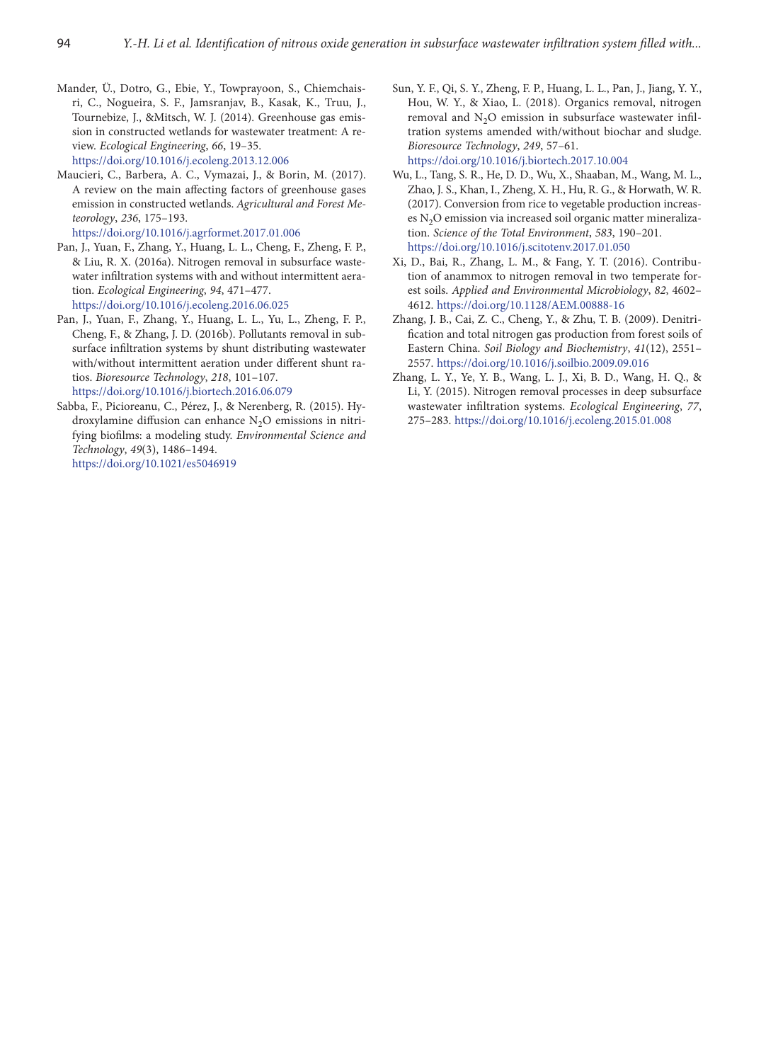Mander, Ü., Dotro, G., Ebie, Y., Towprayoon, S., Chiemchaisri, C., Nogueira, S. F., Jamsranjav, B., Kasak, K., Truu, J., Tournebize, J., &Mitsch, W. J. (2014). Greenhouse gas emission in constructed wetlands for wastewater treatment: A review. *Ecological Engineering*, *66*, 19–35. https://doi.org/10.1016/j.ecoleng.2013.12.006

Maucieri, C., Barbera, A. C., Vymazai, J., & Borin, M. (2017). A review on the main affecting factors of greenhouse gases emission in constructed wetlands. *Agricultural and Forest Meteorology*, *236*, 175–193. https://doi.org/10.1016/j.agrformet.2017.01.006

Pan, J., Yuan, F., Zhang, Y., Huang, L. L., Cheng, F., Zheng, F. P., & Liu, R. X. (2016a). Nitrogen removal in subsurface wastewater infiltration systems with and without intermittent aeration. *Ecological Engineering*, *94*, 471–477. https://doi.org/10.1016/j.ecoleng.2016.06.025

Pan, J., Yuan, F., Zhang, Y., Huang, L. L., Yu, L., Zheng, F. P., Cheng, F., & Zhang, J. D. (2016b). Pollutants removal in subsurface infiltration systems by shunt distributing wastewater with/without intermittent aeration under different shunt ratios. *Bioresource Technology*, *218*, 101–107. https://doi.org/10.1016/j.biortech.2016.06.079

Sabba, F., Picioreanu, C., Pérez, J., & Nerenberg, R. (2015). Hydroxylamine diffusion can enhance $N_2O$ emissions in nitrifying biofilms: a modeling study. *Environmental Science and Technology*, *49*(3), 1486–1494. https://doi.org/10.1021/es5046919

Sun, Y. F., Qi, S. Y., Zheng, F. P., Huang, L. L., Pan, J., Jiang, Y. Y., Hou, W. Y., & Xiao, L. (2018). Organics removal, nitrogen removal and $N_2O$ emission in subsurface wastewater infiltration systems amended with/without biochar and sludge. *Bioresource Technology*, *249*, 57–61. https://doi.org/10.1016/j.biortech.2017.10.004

Wu, L., Tang, S. R., He, D. D., Wu, X., Shaaban, M., Wang, M. L., Zhao, J. S., Khan, I., Zheng, X. H., Hu, R. G., & Horwath, W. R. (2017). Conversion from rice to vegetable production increases $N_2O$ emission via increased soil organic matter mineralization. *Science of the Total Environment*, *583*, 190–201. https://doi.org/10.1016/j.scitotenv.2017.01.050

Xi, D., Bai, R., Zhang, L. M., & Fang, Y. T. (2016). Contribution of anammox to nitrogen removal in two temperate forest soils. *Applied and Environmental Microbiology*, *82*, 4602–4612. https://doi.org/10.1128/AEM.00888-16

Zhang, J. B., Cai, Z. C., Cheng, Y., & Zhu, T. B. (2009). Denitrification and total nitrogen gas production from forest soils of Eastern China. *Soil Biology and Biochemistry*, *41*(12), 2551–2557. https://doi.org/10.1016/j.soilbio.2009.09.016

Zhang, L. Y., Ye, Y. B., Wang, L. J., Xi, B. D., Wang, H. Q., & Li, Y. (2015). Nitrogen removal processes in deep subsurface wastewater infiltration systems. *Ecological Engineering*, *77*, 275–283. https://doi.org/10.1016/j.ecoleng.2015.01.008